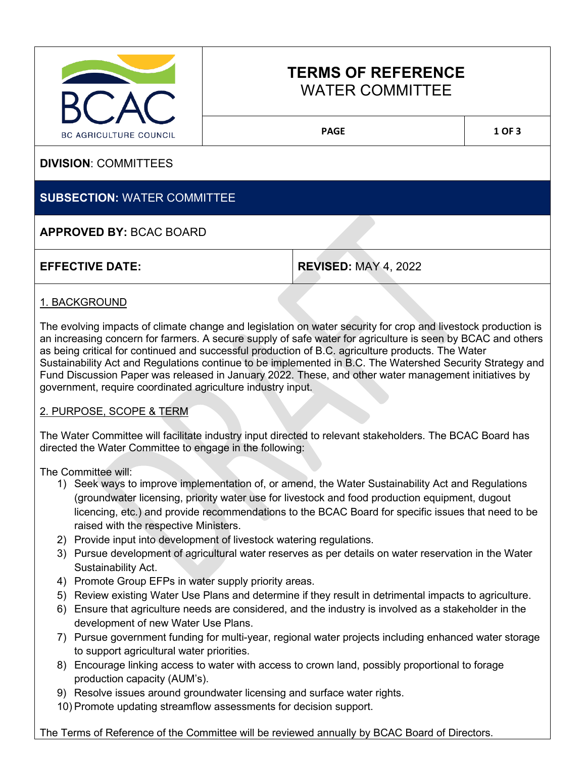# TERMS OF REFERENCE
## WATER COMMITTEE

**DIVISION**: COMMITTEES

**SUBSECTION:** WATER COMMITTEE

**APPROVED BY:** BCAC BOARD

| **EFFECTIVE DATE:** | **REVISED:** MAY 4, 2022 |
|---|---|

### 1. BACKGROUND

The evolving impacts of climate change and legislation on water security for crop and livestock production is an increasing concern for farmers. A secure supply of safe water for agriculture is seen by BCAC and others as being critical for continued and successful production of B.C. agriculture products. The Water Sustainability Act and Regulations continue to be implemented in B.C. The Watershed Security Strategy and Fund Discussion Paper was released in January 2022. These, and other water management initiatives by government, require coordinated agriculture industry input.

### 2. PURPOSE, SCOPE & TERM

The Water Committee will facilitate industry input directed to relevant stakeholders. The BCAC Board has directed the Water Committee to engage in the following:

The Committee will:

1) Seek ways to improve implementation of, or amend, the Water Sustainability Act and Regulations (groundwater licensing, priority water use for livestock and food production equipment, dugout licencing, etc.) and provide recommendations to the BCAC Board for specific issues that need to be raised with the respective Ministers.
2) Provide input into development of livestock watering regulations.
3) Pursue development of agricultural water reserves as per details on water reservation in the Water Sustainability Act.
4) Promote Group EFPs in water supply priority areas.
5) Review existing Water Use Plans and determine if they result in detrimental impacts to agriculture.
6) Ensure that agriculture needs are considered, and the industry is involved as a stakeholder in the development of new Water Use Plans.
7) Pursue government funding for multi-year, regional water projects including enhanced water storage to support agricultural water priorities.
8) Encourage linking access to water with access to crown land, possibly proportional to forage production capacity (AUM's).
9) Resolve issues around groundwater licensing and surface water rights.
10) Promote updating streamflow assessments for decision support.

The Terms of Reference of the Committee will be reviewed annually by BCAC Board of Directors.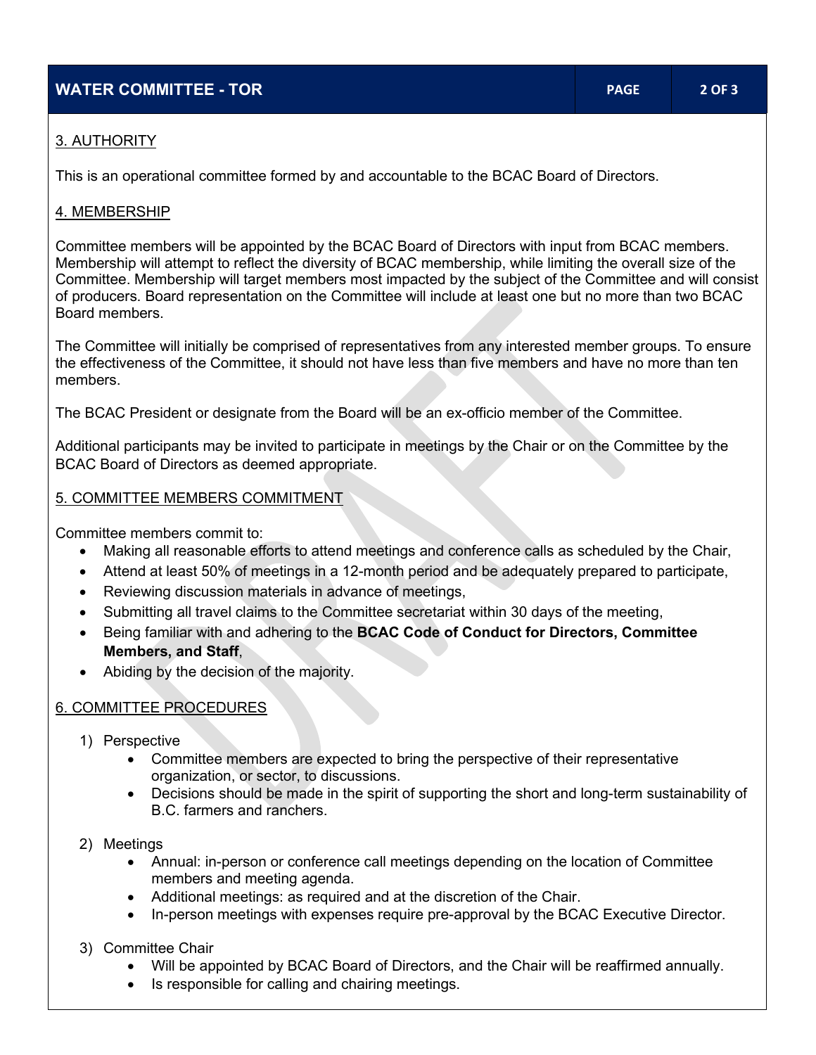## 3. AUTHORITY

This is an operational committee formed by and accountable to the BCAC Board of Directors.

## 4. MEMBERSHIP

Committee members will be appointed by the BCAC Board of Directors with input from BCAC members. Membership will attempt to reflect the diversity of BCAC membership, while limiting the overall size of the Committee. Membership will target members most impacted by the subject of the Committee and will consist of producers. Board representation on the Committee will include at least one but no more than two BCAC Board members.

The Committee will initially be comprised of representatives from any interested member groups. To ensure the effectiveness of the Committee, it should not have less than five members and have no more than ten members.

The BCAC President or designate from the Board will be an ex-officio member of the Committee.

Additional participants may be invited to participate in meetings by the Chair or on the Committee by the BCAC Board of Directors as deemed appropriate.

## 5. COMMITTEE MEMBERS COMMITMENT

Committee members commit to:

- Making all reasonable efforts to attend meetings and conference calls as scheduled by the Chair,
- Attend at least 50% of meetings in a 12-month period and be adequately prepared to participate,
- Reviewing discussion materials in advance of meetings,
- Submitting all travel claims to the Committee secretariat within 30 days of the meeting,
- Being familiar with and adhering to the **BCAC Code of Conduct for Directors, Committee Members, and Staff**,
- Abiding by the decision of the majority.

## 6. COMMITTEE PROCEDURES

1) Perspective
   - Committee members are expected to bring the perspective of their representative organization, or sector, to discussions.
   - Decisions should be made in the spirit of supporting the short and long-term sustainability of B.C. farmers and ranchers.

2) Meetings
   - Annual: in-person or conference call meetings depending on the location of Committee members and meeting agenda.
   - Additional meetings: as required and at the discretion of the Chair.
   - In-person meetings with expenses require pre-approval by the BCAC Executive Director.

3) Committee Chair
   - Will be appointed by BCAC Board of Directors, and the Chair will be reaffirmed annually.
   - Is responsible for calling and chairing meetings.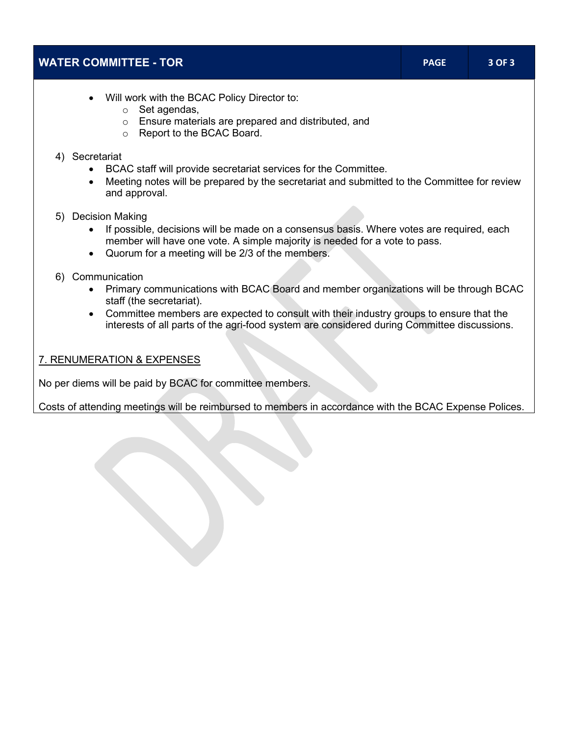- Will work with the BCAC Policy Director to:
    - Set agendas,
    - Ensure materials are prepared and distributed, and
    - Report to the BCAC Board.

4) Secretariat
    - BCAC staff will provide secretariat services for the Committee.
    - Meeting notes will be prepared by the secretariat and submitted to the Committee for review and approval.

5) Decision Making
    - If possible, decisions will be made on a consensus basis. Where votes are required, each member will have one vote. A simple majority is needed for a vote to pass.
    - Quorum for a meeting will be 2/3 of the members.

6) Communication
    - Primary communications with BCAC Board and member organizations will be through BCAC staff (the secretariat).
    - Committee members are expected to consult with their industry groups to ensure that the interests of all parts of the agri-food system are considered during Committee discussions.

## 7. RENUMERATION & EXPENSES

No per diems will be paid by BCAC for committee members.

Costs of attending meetings will be reimbursed to members in accordance with the BCAC Expense Polices.